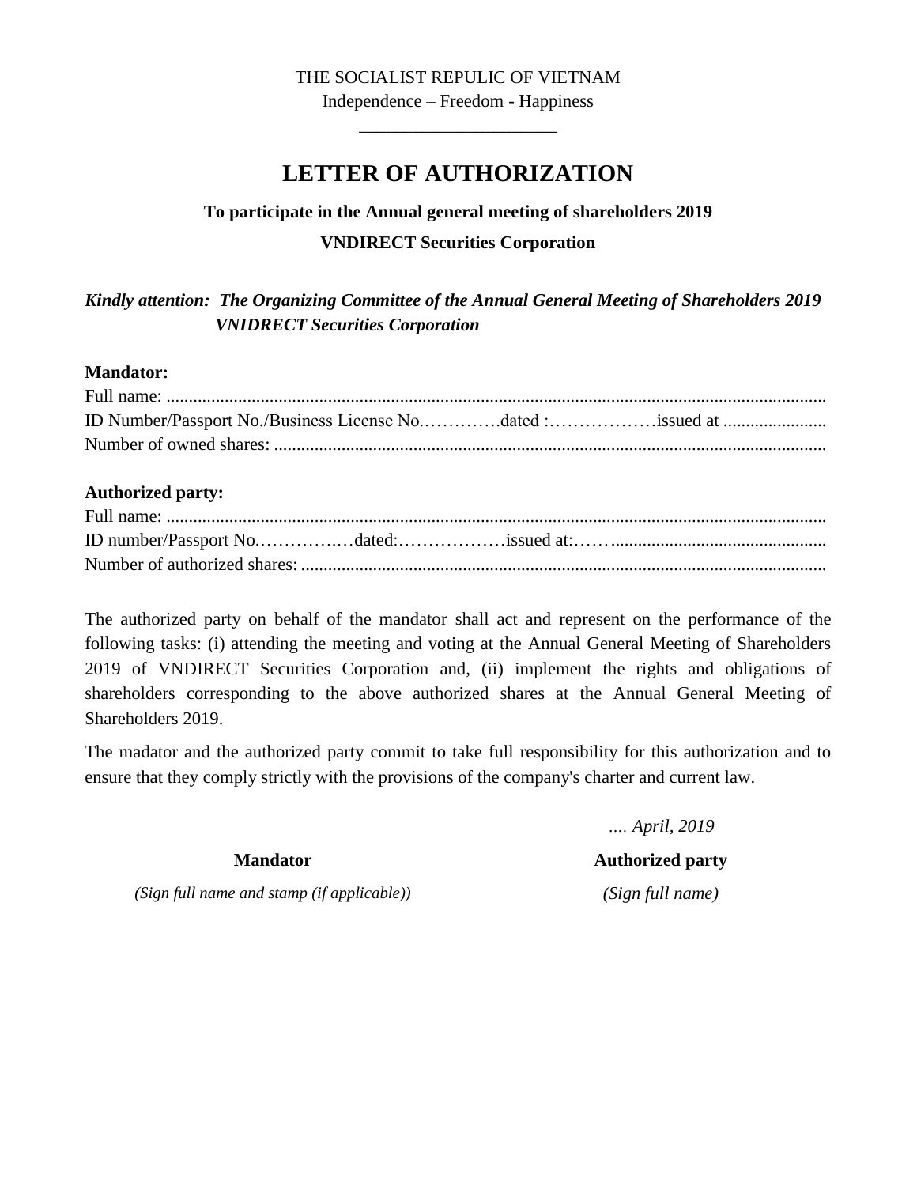THE SOCIALIST REPUBLIC OF VIETNAM

Independence – Freedom - Happiness

______________________

# LETTER OF AUTHORIZATION

**To participate in the Annual general meeting of shareholders 2019**

**VNDIRECT Securities Corporation**

***Kindly attention: The Organizing Committee of the Annual General Meeting of Shareholders 2019 VNIDRECT Securities Corporation***

**Mandator:**

Full name: ......................................................................................................................................

ID Number/Passport No./Business License No.………….dated :………………issued at .......................

Number of owned shares: ...........................................................................................................

**Authorized party:**

Full name: ......................................................................................................................................

ID number/Passport No.……………dated:………………issued at:……................................................

Number of authorized shares: .....................................................................................................

The authorized party on behalf of the mandator shall act and represent on the performance of the following tasks: (i) attending the meeting and voting at the Annual General Meeting of Shareholders 2019 of VNDIRECT Securities Corporation and, (ii) implement the rights and obligations of shareholders corresponding to the above authorized shares at the Annual General Meeting of Shareholders 2019.

The madator and the authorized party commit to take full responsibility for this authorization and to ensure that they comply strictly with the provisions of the company's charter and current law.

*.... April, 2019*

| **Mandator** | **Authorized party** |
|---|---|
| *(Sign full name and stamp (if applicable))* | *(Sign full name)* |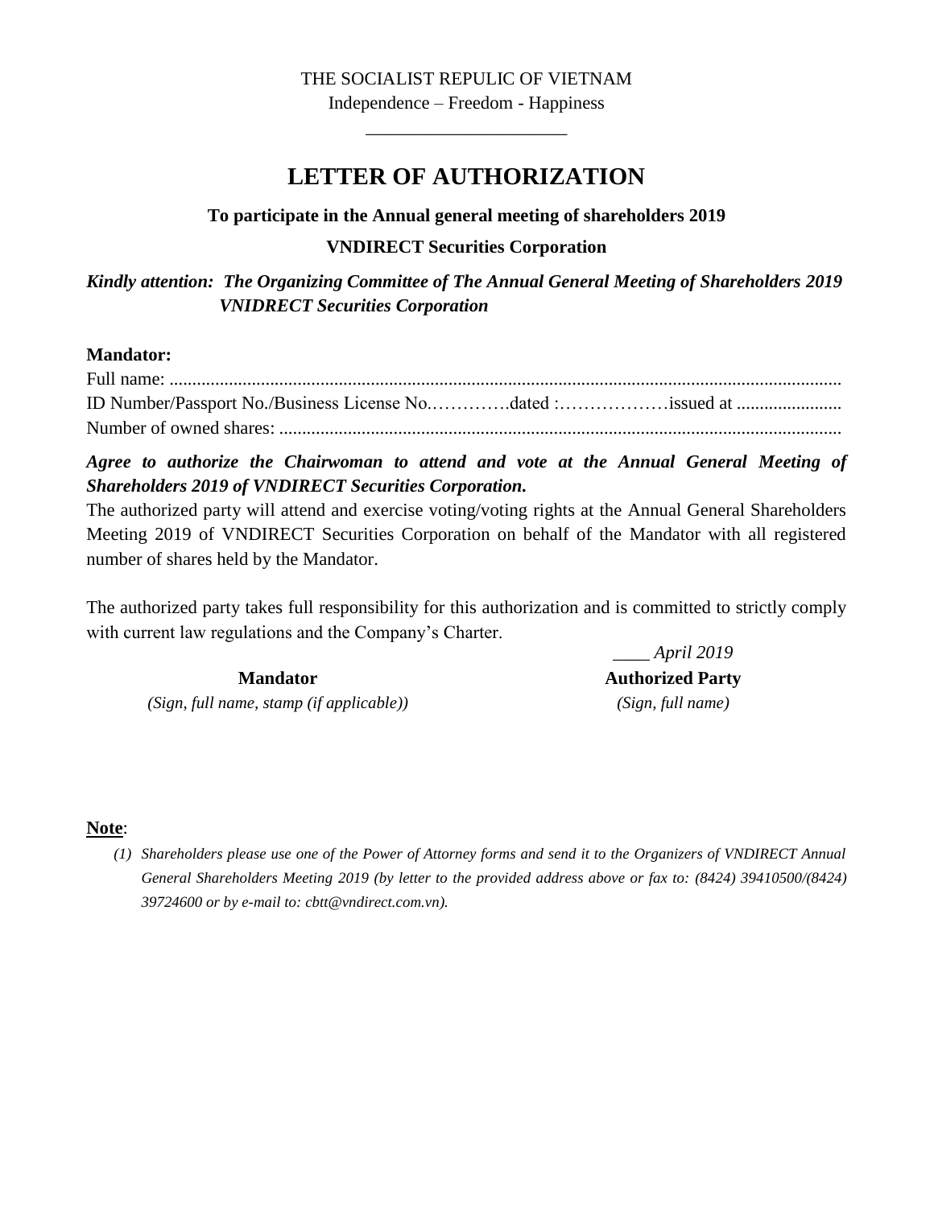THE SOCIALIST REPUBLIC OF VIETNAM

Independence – Freedom - Happiness

______________________

# LETTER OF AUTHORIZATION

**To participate in the Annual general meeting of shareholders 2019**

**VNDIRECT Securities Corporation**

***Kindly attention: The Organizing Committee of The Annual General Meeting of Shareholders 2019 VNIDRECT Securities Corporation***

**Mandator:**

Full name: ..................................................................................................................................................

ID Number/Passport No./Business License No.………….dated :………………issued at .......................

Number of owned shares: ..........................................................................................................................

***Agree to authorize the Chairwoman to attend and vote at the Annual General Meeting of Shareholders 2019 of VNDIRECT Securities Corporation.***

The authorized party will attend and exercise voting/voting rights at the Annual General Shareholders Meeting 2019 of VNDIRECT Securities Corporation on behalf of the Mandator with all registered number of shares held by the Mandator.

The authorized party takes full responsibility for this authorization and is committed to strictly comply with current law regulations and the Company's Charter.

*____ April 2019*

| **Mandator** | **Authorized Party** |
|---|---|
| *(Sign, full name, stamp (if applicable))* | *(Sign, full name)* |

**Note**:

*(1) Shareholders please use one of the Power of Attorney forms and send it to the Organizers of VNDIRECT Annual General Shareholders Meeting 2019 (by letter to the provided address above or fax to: (8424) 39410500/(8424) 39724600 or by e-mail to: cbtt@vndirect.com.vn).*